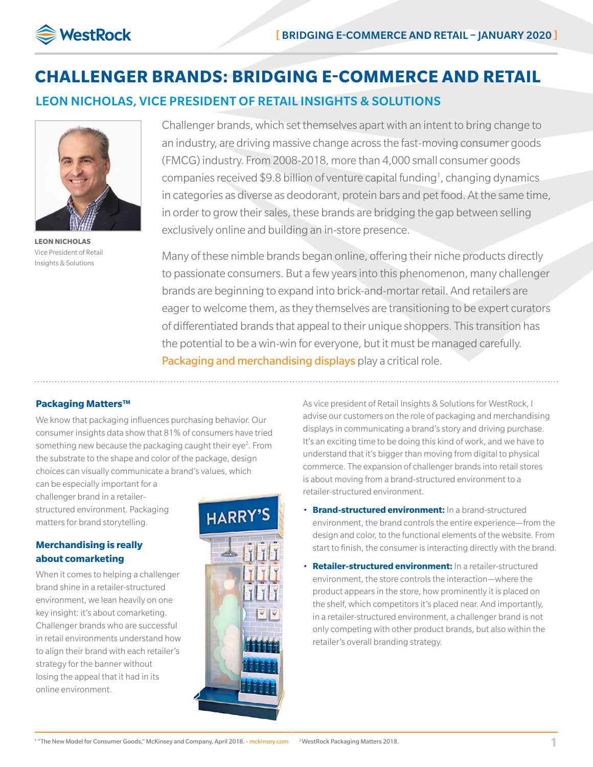# CHALLENGER BRANDS: BRIDGING E-COMMERCE AND RETAIL

## LEON NICHOLAS, VICE PRESIDENT OF RETAIL INSIGHTS & SOLUTIONS

**LEON NICHOLAS**
Vice President of Retail Insights & Solutions

Challenger brands, which set themselves apart with an intent to bring change to an industry, are driving massive change across the fast-moving consumer goods (FMCG) industry. From 2008-2018, more than 4,000 small consumer goods companies received $9.8 billion of venture capital funding[1], changing dynamics in categories as diverse as deodorant, protein bars and pet food. At the same time, in order to grow their sales, these brands are bridging the gap between selling exclusively online and building an in-store presence.

Many of these nimble brands began online, offering their niche products directly to passionate consumers. But a few years into this phenomenon, many challenger brands are beginning to expand into brick-and-mortar retail. And retailers are eager to welcome them, as they themselves are transitioning to be expert curators of differentiated brands that appeal to their unique shoppers. This transition has the potential to be a win-win for everyone, but it must be managed carefully. Packaging and merchandising displays play a critical role.

### Packaging Matters™

We know that packaging influences purchasing behavior. Our consumer insights data show that 81% of consumers have tried something new because the packaging caught their eye[2]. From the substrate to the shape and color of the package, design choices can visually communicate a brand's values, which can be especially important for a challenger brand in a retailer-structured environment. Packaging matters for brand storytelling.

### Merchandising is really about comarketing

When it comes to helping a challenger brand shine in a retailer-structured environment, we lean heavily on one key insight: it's about comarketing. Challenger brands who are successful in retail environments understand how to align their brand with each retailer's strategy for the banner without losing the appeal that it had in its online environment.

As vice president of Retail Insights & Solutions for WestRock, I advise our customers on the role of packaging and merchandising displays in communicating a brand's story and driving purchase. It's an exciting time to be doing this kind of work, and we have to understand that it's bigger than moving from digital to physical commerce. The expansion of challenger brands into retail stores is about moving from a brand-structured environment to a retailer-structured environment.

- **Brand-structured environment:** In a brand-structured environment, the brand controls the entire experience—from the design and color, to the functional elements of the website. From start to finish, the consumer is interacting directly with the brand.
- **Retailer-structured environment:** In a retailer-structured environment, the store controls the interaction—where the product appears in the store, how prominently it is placed on the shelf, which competitors it's placed near. And importantly, in a retailer-structured environment, a challenger brand is not only competing with other product brands, but also within the retailer's overall branding strategy.

[1] "The New Model for Consumer Goods," McKinsey and Company, April 2018. - mckinsey.com [2] WestRock Packaging Matters 2018.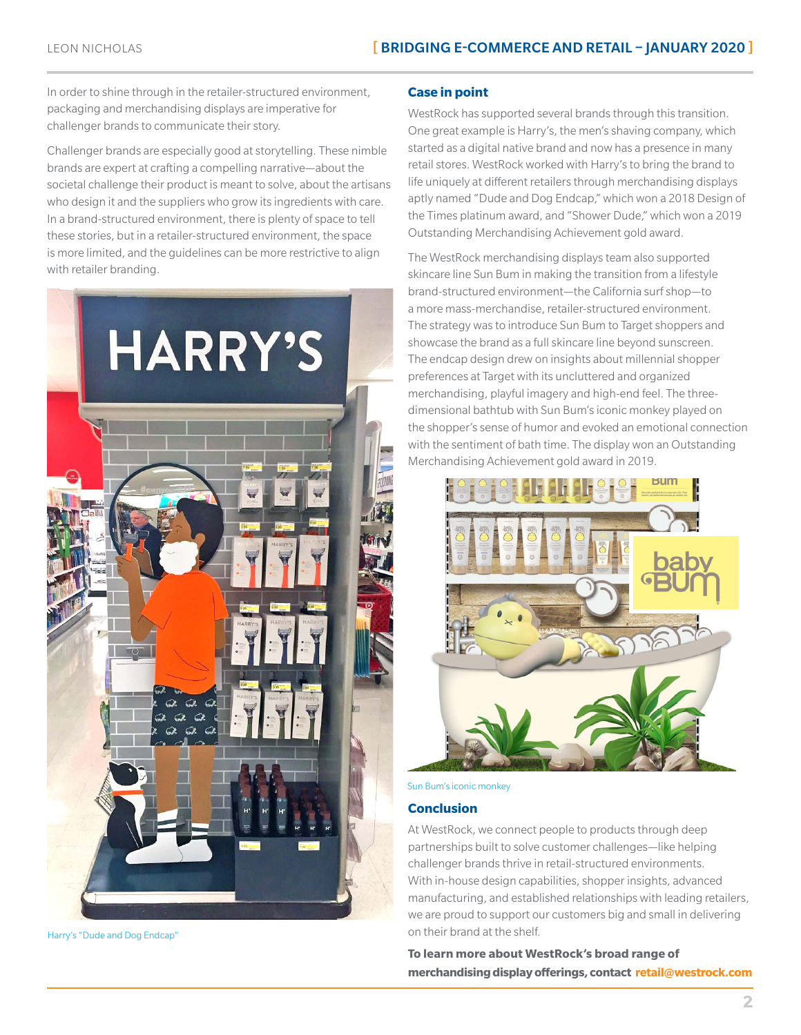In order to shine through in the retailer-structured environment, packaging and merchandising displays are imperative for challenger brands to communicate their story.

Challenger brands are especially good at storytelling. These nimble brands are expert at crafting a compelling narrative—about the societal challenge their product is meant to solve, about the artisans who design it and the suppliers who grow its ingredients with care. In a brand-structured environment, there is plenty of space to tell these stories, but in a retailer-structured environment, the space is more limited, and the guidelines can be more restrictive to align with retailer branding.

Harry's "Dude and Dog Endcap"

## Case in point

WestRock has supported several brands through this transition. One great example is Harry's, the men's shaving company, which started as a digital native brand and now has a presence in many retail stores. WestRock worked with Harry's to bring the brand to life uniquely at different retailers through merchandising displays aptly named "Dude and Dog Endcap," which won a 2018 Design of the Times platinum award, and "Shower Dude," which won a 2019 Outstanding Merchandising Achievement gold award.

The WestRock merchandising displays team also supported skincare line Sun Bum in making the transition from a lifestyle brand-structured environment—the California surf shop—to a more mass-merchandise, retailer-structured environment. The strategy was to introduce Sun Bum to Target shoppers and showcase the brand as a full skincare line beyond sunscreen. The endcap design drew on insights about millennial shopper preferences at Target with its uncluttered and organized merchandising, playful imagery and high-end feel. The three-dimensional bathtub with Sun Bum's iconic monkey played on the shopper's sense of humor and evoked an emotional connection with the sentiment of bath time. The display won an Outstanding Merchandising Achievement gold award in 2019.

Sun Bum's iconic monkey

## Conclusion

At WestRock, we connect people to products through deep partnerships built to solve customer challenges—like helping challenger brands thrive in retail-structured environments. With in-house design capabilities, shopper insights, advanced manufacturing, and established relationships with leading retailers, we are proud to support our customers big and small in delivering on their brand at the shelf.

**To learn more about WestRock's broad range of merchandising display offerings, contact retail@westrock.com**